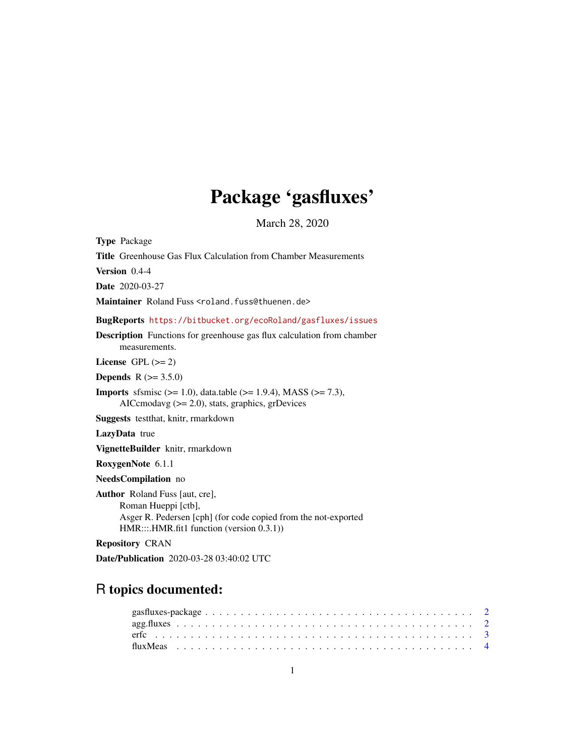# Package 'gasfluxes'

March 28, 2020

**Type** Package

**Title** Greenhouse Gas Flux Calculation from Chamber Measurements

**Version** 0.4-4

**Date** 2020-03-27

**Maintainer** Roland Fuss <roland.fuss@thuenen.de>

**BugReports** https://bitbucket.org/ecoRoland/gasfluxes/issues

**Description** Functions for greenhouse gas flux calculation from chamber measurements.

**License** GPL (>= 2)

**Depends** R (>= 3.5.0)

**Imports** sfsmisc (>= 1.0), data.table (>= 1.9.4), MASS (>= 7.3), AICcmodavg (>= 2.0), stats, graphics, grDevices

**Suggests** testthat, knitr, rmarkdown

**LazyData** true

**VignetteBuilder** knitr, rmarkdown

**RoxygenNote** 6.1.1

**NeedsCompilation** no

**Author** Roland Fuss [aut, cre],
Roman Hueppi [ctb],
Asger R. Pedersen [cph] (for code copied from the not-exported HMR:::.HMR.fit1 function (version 0.3.1))

**Repository** CRAN

**Date/Publication** 2020-03-28 03:40:02 UTC

## R topics documented:

gasfluxes-package . . . . . . . . . . . . . . . . . . . . . . . . . . . . . . . . . . . 2
agg.fluxes . . . . . . . . . . . . . . . . . . . . . . . . . . . . . . . . . . . . . . . 2
erfc . . . . . . . . . . . . . . . . . . . . . . . . . . . . . . . . . . . . . . . . . . 3
fluxMeas . . . . . . . . . . . . . . . . . . . . . . . . . . . . . . . . . . . . . . . . 4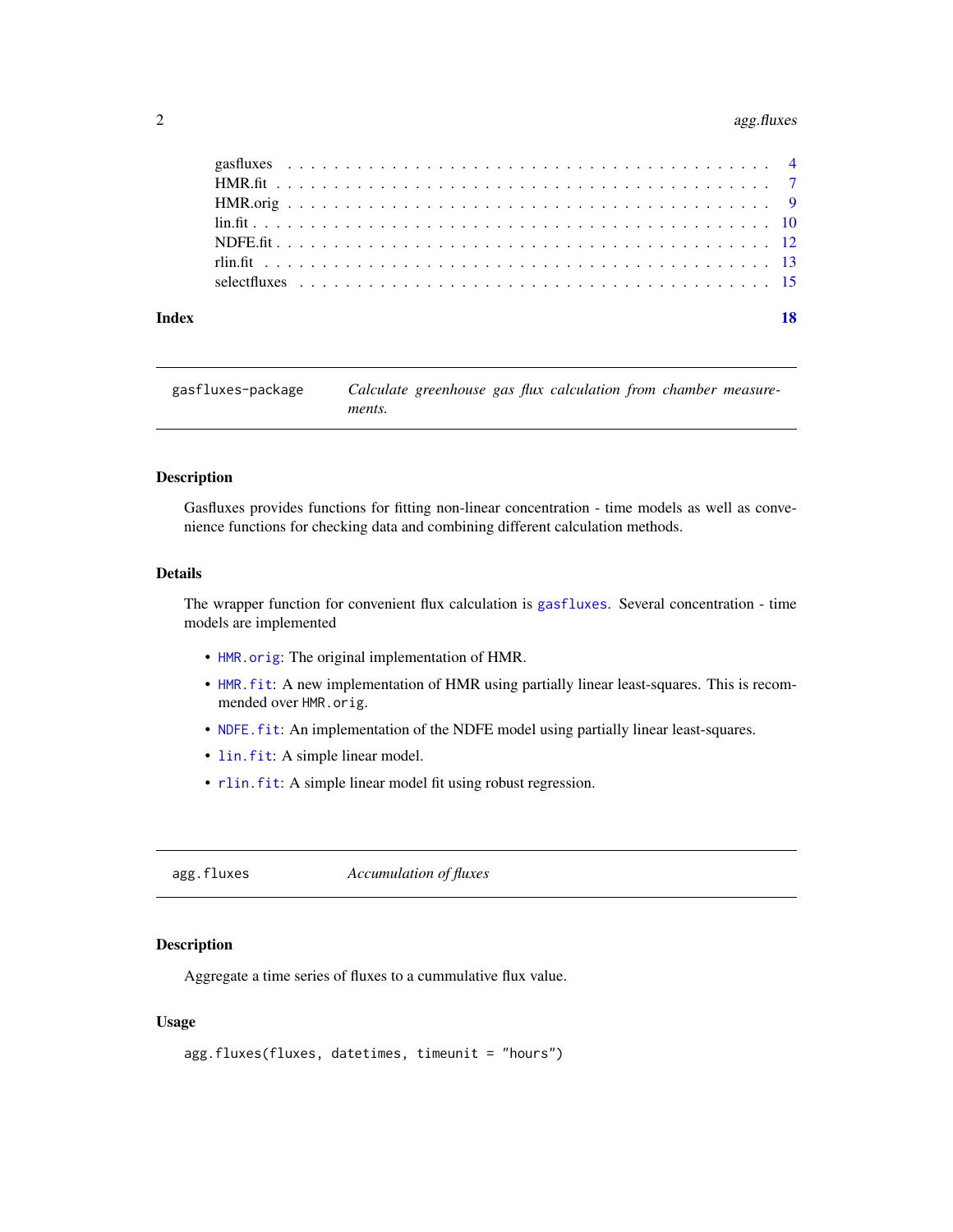gasfluxes . . . . . . . . . . . . . . . . . . . . . . . . . . . . . . . . . . . . 4
HMR.fit . . . . . . . . . . . . . . . . . . . . . . . . . . . . . . . . . . . . . 7
HMR.orig . . . . . . . . . . . . . . . . . . . . . . . . . . . . . . . . . . . . 9
lin.fit . . . . . . . . . . . . . . . . . . . . . . . . . . . . . . . . . . . . . 10
NDFE.fit . . . . . . . . . . . . . . . . . . . . . . . . . . . . . . . . . . . . 12
rlin.fit . . . . . . . . . . . . . . . . . . . . . . . . . . . . . . . . . . . . 13
selectfluxes . . . . . . . . . . . . . . . . . . . . . . . . . . . . . . . . . 15

**Index** **18**

---

`gasfluxes-package` *Calculate greenhouse gas flux calculation from chamber measurements.*

---

### Description

Gasfluxes provides functions for fitting non-linear concentration - time models as well as convenience functions for checking data and combining different calculation methods.

### Details

The wrapper function for convenient flux calculation is `gasfluxes`. Several concentration - time models are implemented

- `HMR.orig`: The original implementation of HMR.
- `HMR.fit`: A new implementation of HMR using partially linear least-squares. This is recommended over `HMR.orig`.
- `NDFE.fit`: An implementation of the NDFE model using partially linear least-squares.
- `lin.fit`: A simple linear model.
- `rlin.fit`: A simple linear model fit using robust regression.

---

`agg.fluxes` *Accumulation of fluxes*

---

### Description

Aggregate a time series of fluxes to a cummulative flux value.

### Usage

```
agg.fluxes(fluxes, datetimes, timeunit = "hours")
```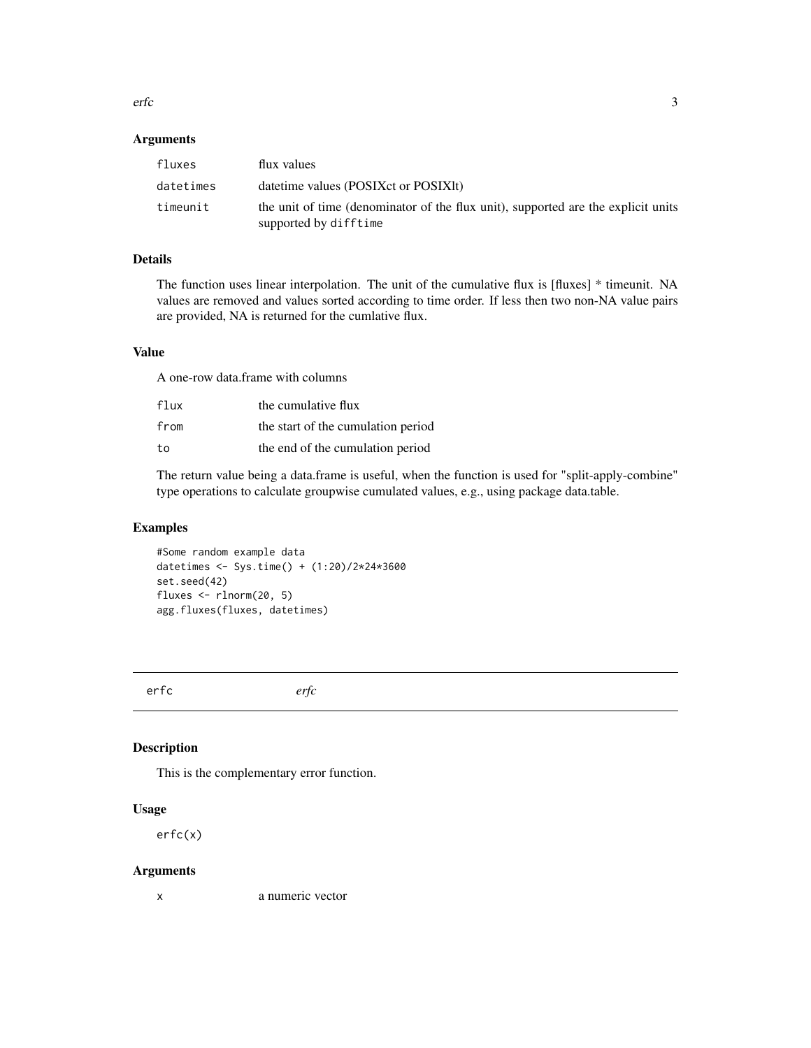### Arguments

| | |
|---|---|
| fluxes | flux values |
| datetimes | datetime values (POSIXct or POSIXlt) |
| timeunit | the unit of time (denominator of the flux unit), supported are the explicit units supported by `difftime` |

### Details

The function uses linear interpolation. The unit of the cumulative flux is [fluxes] * timeunit. NA values are removed and values sorted according to time order. If less then two non-NA value pairs are provided, NA is returned for the cumlative flux.

### Value

A one-row data.frame with columns

| | |
|---|---|
| flux | the cumulative flux |
| from | the start of the cumulation period |
| to | the end of the cumulation period |

The return value being a data.frame is useful, when the function is used for "split-apply-combine" type operations to calculate groupwise cumulated values, e.g., using package data.table.

### Examples

```
#Some random example data
datetimes <- Sys.time() + (1:20)/2*24*3600
set.seed(42)
fluxes <- rlnorm(20, 5)
agg.fluxes(fluxes, datetimes)
```

---

## erfc *erfc*

### Description

This is the complementary error function.

### Usage

```
erfc(x)
```

### Arguments

| | |
|---|---|
| x | a numeric vector |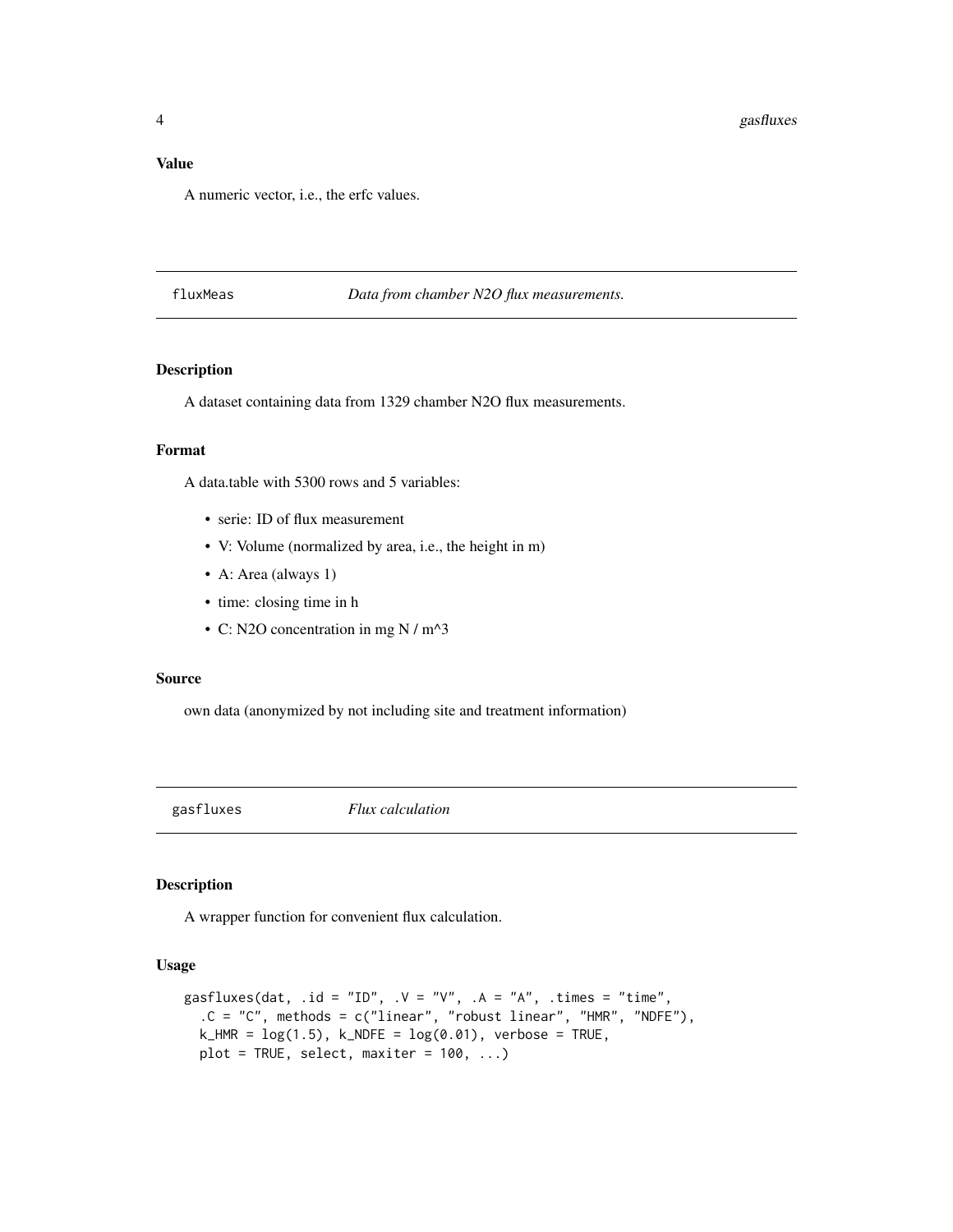### Value

A numeric vector, i.e., the erfc values.

## fluxMeas — *Data from chamber N2O flux measurements.*

### Description

A dataset containing data from 1329 chamber N2O flux measurements.

### Format

A data.table with 5300 rows and 5 variables:

- serie: ID of flux measurement
- V: Volume (normalized by area, i.e., the height in m)
- A: Area (always 1)
- time: closing time in h
- C: N2O concentration in mg N / m^3

### Source

own data (anonymized by not including site and treatment information)

## gasfluxes — *Flux calculation*

### Description

A wrapper function for convenient flux calculation.

### Usage

```
gasfluxes(dat, .id = "ID", .V = "V", .A = "A", .times = "time",
  .C = "C", methods = c("linear", "robust linear", "HMR", "NDFE"),
  k_HMR = log(1.5), k_NDFE = log(0.01), verbose = TRUE,
  plot = TRUE, select, maxiter = 100, ...)
```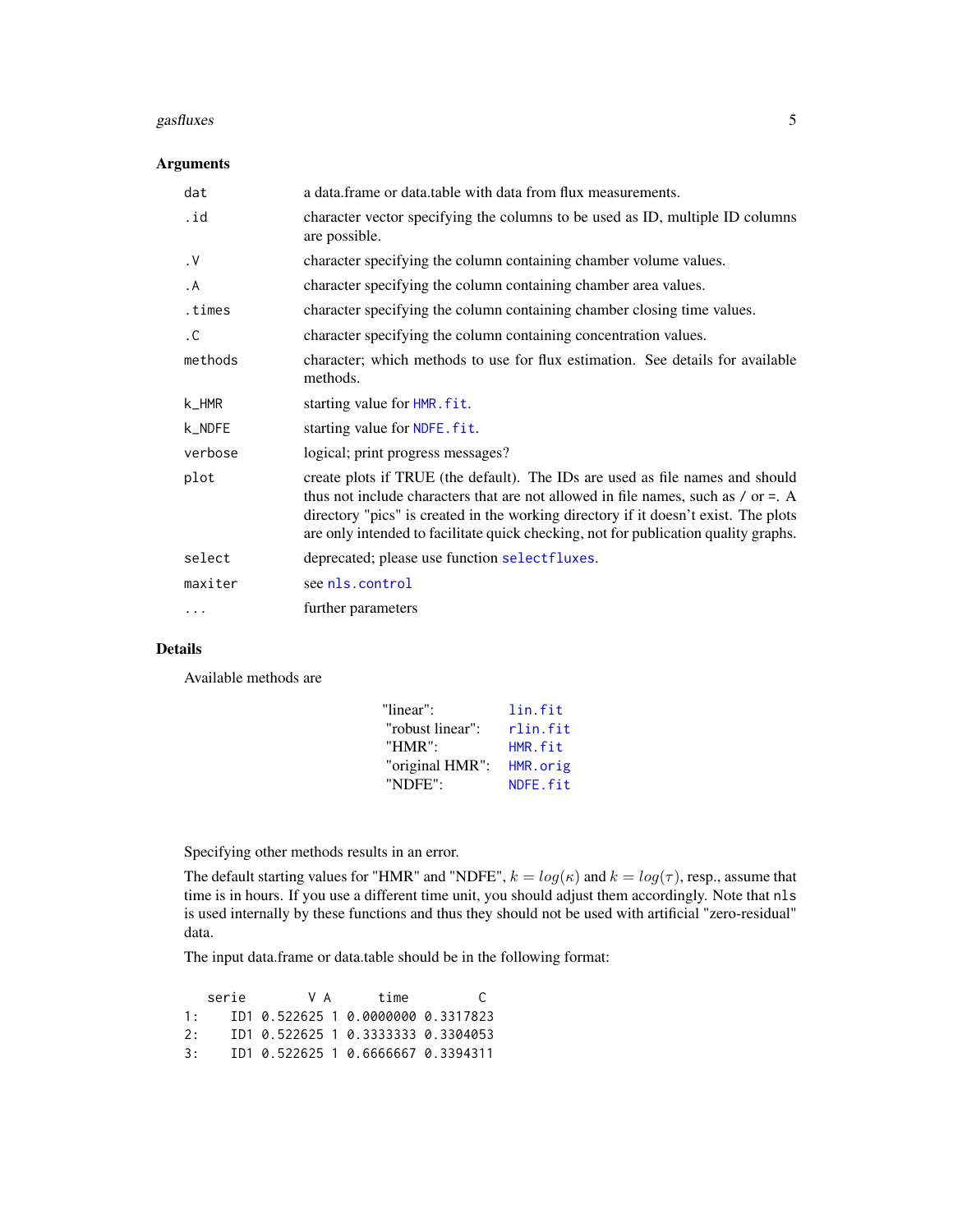### Arguments

| | |
|---|---|
| `dat` | a data.frame or data.table with data from flux measurements. |
| `.id` | character vector specifying the columns to be used as ID, multiple ID columns are possible. |
| `.V` | character specifying the column containing chamber volume values. |
| `.A` | character specifying the column containing chamber area values. |
| `.times` | character specifying the column containing chamber closing time values. |
| `.C` | character specifying the column containing concentration values. |
| `methods` | character; which methods to use for flux estimation. See details for available methods. |
| `k_HMR` | starting value for `HMR.fit`. |
| `k_NDFE` | starting value for `NDFE.fit`. |
| `verbose` | logical; print progress messages? |
| `plot` | create plots if TRUE (the default). The IDs are used as file names and should thus not include characters that are not allowed in file names, such as / or =. A directory "pics" is created in the working directory if it doesn't exist. The plots are only intended to facilitate quick checking, not for publication quality graphs. |
| `select` | deprecated; please use function `selectfluxes`. |
| `maxiter` | see `nls.control` |
| `...` | further parameters |

### Details

Available methods are

| | |
|---|---|
| "linear": | `lin.fit` |
| "robust linear": | `rlin.fit` |
| "HMR": | `HMR.fit` |
| "original HMR": | `HMR.orig` |
| "NDFE": | `NDFE.fit` |

Specifying other methods results in an error.

The default starting values for "HMR" and "NDFE", $k = log(\kappa)$ and $k = log(\tau)$, resp., assume that time is in hours. If you use a different time unit, you should adjust them accordingly. Note that `nls` is used internally by these functions and thus they should not be used with artificial "zero-residual" data.

The input data.frame or data.table should be in the following format:

```
   serie        V A      time         C
1:    ID1 0.522625 1 0.0000000 0.3317823
2:    ID1 0.522625 1 0.3333333 0.3304053
3:    ID1 0.522625 1 0.6666667 0.3394311
```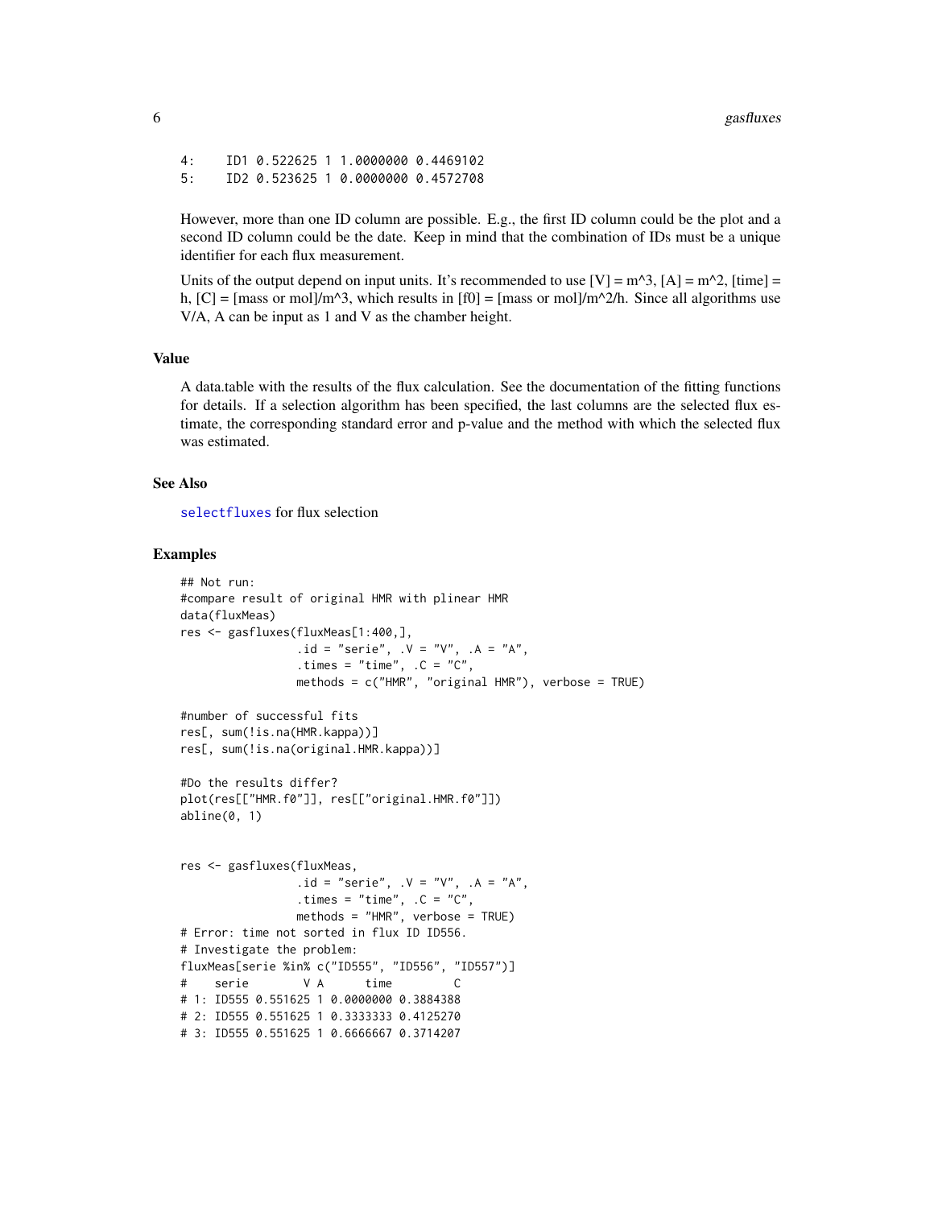```
4:    ID1 0.522625 1 1.0000000 0.4469102
5:    ID2 0.523625 1 0.0000000 0.4572708
```

However, more than one ID column are possible. E.g., the first ID column could be the plot and a second ID column could be the date. Keep in mind that the combination of IDs must be a unique identifier for each flux measurement.

Units of the output depend on input units. It's recommended to use [V] = m^3, [A] = m^2, [time] = h, [C] = [mass or mol]/m^3, which results in [f0] = [mass or mol]/m^2/h. Since all algorithms use V/A, A can be input as 1 and V as the chamber height.

## Value

A data.table with the results of the flux calculation. See the documentation of the fitting functions for details. If a selection algorithm has been specified, the last columns are the selected flux estimate, the corresponding standard error and p-value and the method with which the selected flux was estimated.

## See Also

selectfluxes for flux selection

## Examples

```
## Not run:
#compare result of original HMR with plinear HMR
data(fluxMeas)
res <- gasfluxes(fluxMeas[1:400,],
                 .id = "serie", .V = "V", .A = "A",
                 .times = "time", .C = "C",
                 methods = c("HMR", "original HMR"), verbose = TRUE)

#number of successful fits
res[, sum(!is.na(HMR.kappa))]
res[, sum(!is.na(original.HMR.kappa))]

#Do the results differ?
plot(res[["HMR.f0"]], res[["original.HMR.f0"]])
abline(0, 1)


res <- gasfluxes(fluxMeas,
                 .id = "serie", .V = "V", .A = "A",
                 .times = "time", .C = "C",
                 methods = "HMR", verbose = TRUE)
# Error: time not sorted in flux ID ID556.
# Investigate the problem:
fluxMeas[serie %in% c("ID555", "ID556", "ID557")]
#    serie        V A      time         C
# 1: ID555 0.551625 1 0.0000000 0.3884388
# 2: ID555 0.551625 1 0.3333333 0.4125270
# 3: ID555 0.551625 1 0.6666667 0.3714207
```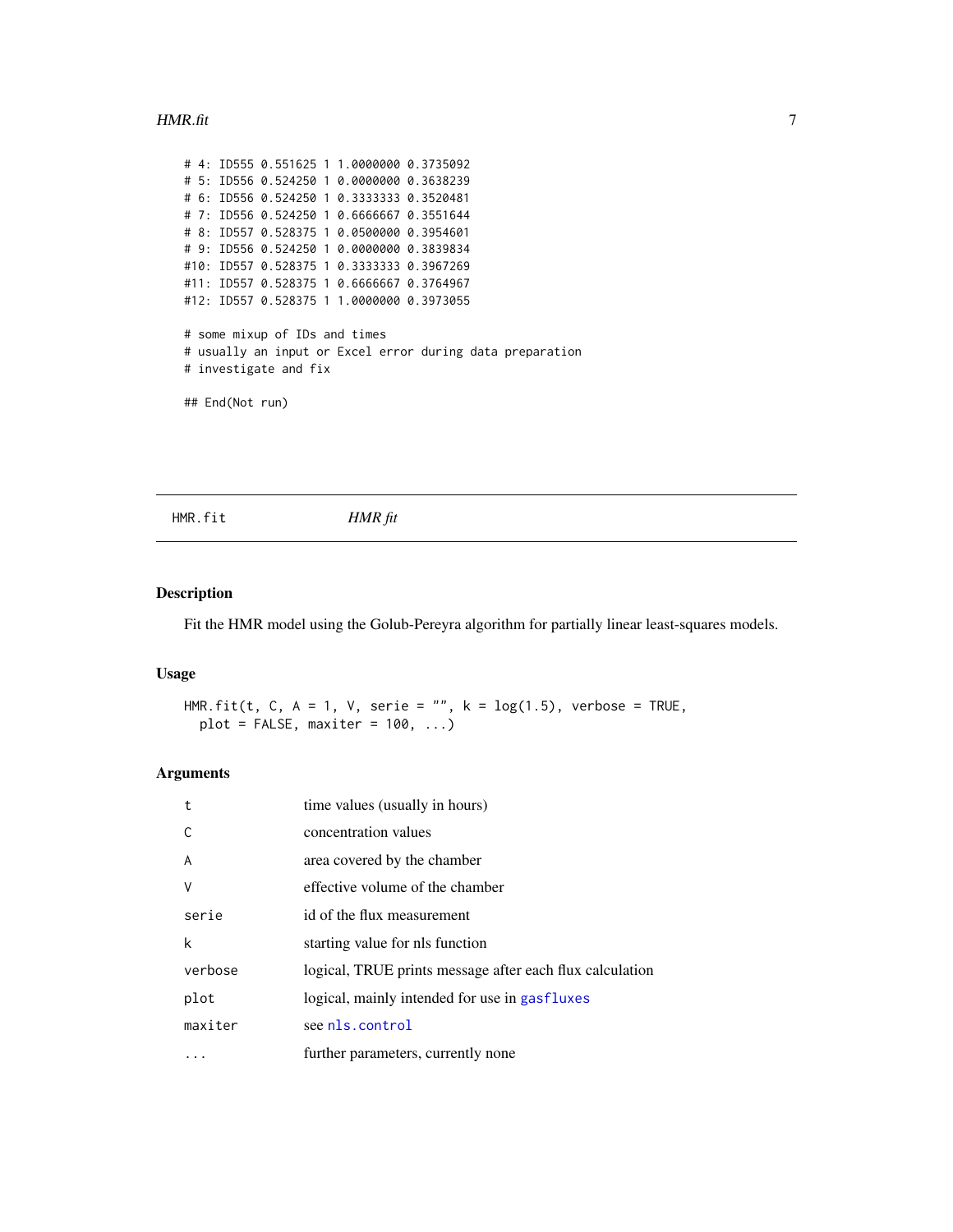```
# 4: ID555 0.551625 1 1.0000000 0.3735092
# 5: ID556 0.524250 1 0.0000000 0.3638239
# 6: ID556 0.524250 1 0.3333333 0.3520481
# 7: ID556 0.524250 1 0.6666667 0.3551644
# 8: ID557 0.528375 1 0.0500000 0.3954601
# 9: ID556 0.524250 1 0.0000000 0.3839834
#10: ID557 0.528375 1 0.3333333 0.3967269
#11: ID557 0.528375 1 0.6666667 0.3764967
#12: ID557 0.528375 1 1.0000000 0.3973055

# some mixup of IDs and times
# usually an input or Excel error during data preparation
# investigate and fix

## End(Not run)
```

---

`HMR.fit` *HMR fit*

---

### Description

Fit the HMR model using the Golub-Pereyra algorithm for partially linear least-squares models.

### Usage

```
HMR.fit(t, C, A = 1, V, serie = "", k = log(1.5), verbose = TRUE,
  plot = FALSE, maxiter = 100, ...)
```

### Arguments

| | |
|---|---|
| `t` | time values (usually in hours) |
| `C` | concentration values |
| `A` | area covered by the chamber |
| `V` | effective volume of the chamber |
| `serie` | id of the flux measurement |
| `k` | starting value for nls function |
| `verbose` | logical, TRUE prints message after each flux calculation |
| `plot` | logical, mainly intended for use in `gasfluxes` |
| `maxiter` | see `nls.control` |
| `...` | further parameters, currently none |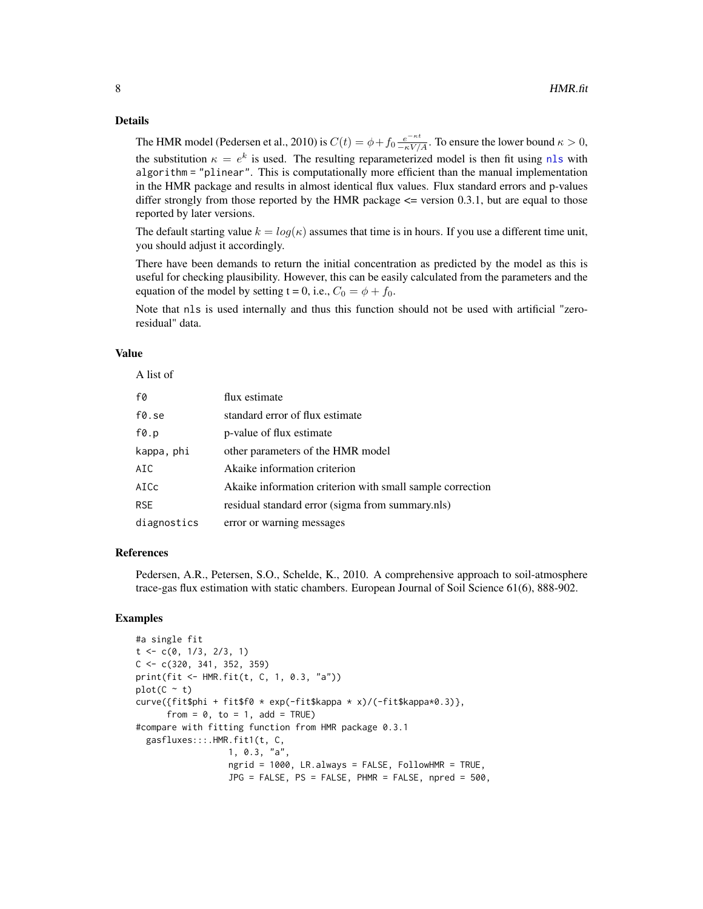### Details

The HMR model (Pedersen et al., 2010) is $C(t) = \phi + f_0 \frac{e^{-\kappa t}}{-\kappa V/A}$. To ensure the lower bound $\kappa > 0$, the substitution $\kappa = e^k$ is used. The resulting reparameterized model is then fit using nls with algorithm = "plinear". This is computationally more efficient than the manual implementation in the HMR package and results in almost identical flux values. Flux standard errors and p-values differ strongly from those reported by the HMR package <= version 0.3.1, but are equal to those reported by later versions.

The default starting value $k = log(\kappa)$ assumes that time is in hours. If you use a different time unit, you should adjust it accordingly.

There have been demands to return the initial concentration as predicted by the model as this is useful for checking plausibility. However, this can be easily calculated from the parameters and the equation of the model by setting t = 0, i.e., $C_0 = \phi + f_0$.

Note that nls is used internally and thus this function should not be used with artificial "zero-residual" data.

### Value

A list of

| | |
|---|---|
| f0 | flux estimate |
| f0.se | standard error of flux estimate |
| f0.p | p-value of flux estimate |
| kappa, phi | other parameters of the HMR model |
| AIC | Akaike information criterion |
| AICc | Akaike information criterion with small sample correction |
| RSE | residual standard error (sigma from summary.nls) |
| diagnostics | error or warning messages |

### References

Pedersen, A.R., Petersen, S.O., Schelde, K., 2010. A comprehensive approach to soil-atmosphere trace-gas flux estimation with static chambers. European Journal of Soil Science 61(6), 888-902.

### Examples

```
#a single fit
t <- c(0, 1/3, 2/3, 1)
C <- c(320, 341, 352, 359)
print(fit <- HMR.fit(t, C, 1, 0.3, "a"))
plot(C ~ t)
curve({fit$phi + fit$f0 * exp(-fit$kappa * x)/(-fit$kappa*0.3)},
      from = 0, to = 1, add = TRUE)
#compare with fitting function from HMR package 0.3.1
  gasfluxes:::.HMR.fit1(t, C,
                 1, 0.3, "a",
                 ngrid = 1000, LR.always = FALSE, FollowHMR = TRUE,
                 JPG = FALSE, PS = FALSE, PHMR = FALSE, npred = 500,
```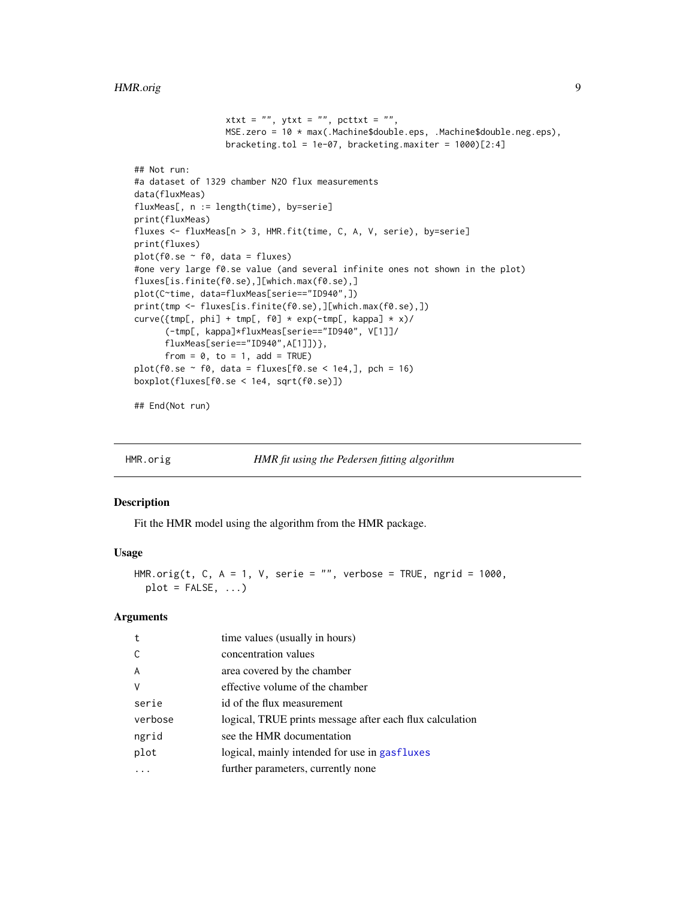```
                 xtxt = "", ytxt = "", pcttxt = "",
                 MSE.zero = 10 * max(.Machine$double.eps, .Machine$double.neg.eps),
                 bracketing.tol = 1e-07, bracketing.maxiter = 1000)[2:4]

## Not run:
#a dataset of 1329 chamber N2O flux measurements
data(fluxMeas)
fluxMeas[, n := length(time), by=serie]
print(fluxMeas)
fluxes <- fluxMeas[n > 3, HMR.fit(time, C, A, V, serie), by=serie]
print(fluxes)
plot(f0.se ~ f0, data = fluxes)
#one very large f0.se value (and several infinite ones not shown in the plot)
fluxes[is.finite(f0.se),][which.max(f0.se),]
plot(C~time, data=fluxMeas[serie=="ID940",])
print(tmp <- fluxes[is.finite(f0.se),][which.max(f0.se),])
curve({tmp[, phi] + tmp[, f0] * exp(-tmp[, kappa] * x)/
      (-tmp[, kappa]*fluxMeas[serie=="ID940", V[1]]/
      fluxMeas[serie=="ID940",A[1]])},
      from = 0, to = 1, add = TRUE)
plot(f0.se ~ f0, data = fluxes[f0.se < 1e4,], pch = 16)
boxplot(fluxes[f0.se < 1e4, sqrt(f0.se)])

## End(Not run)
```

## HMR.orig *HMR fit using the Pedersen fitting algorithm*

### Description

Fit the HMR model using the algorithm from the HMR package.

### Usage

```
HMR.orig(t, C, A = 1, V, serie = "", verbose = TRUE, ngrid = 1000,
  plot = FALSE, ...)
```

### Arguments

| | |
|---|---|
| t | time values (usually in hours) |
| C | concentration values |
| A | area covered by the chamber |
| V | effective volume of the chamber |
| serie | id of the flux measurement |
| verbose | logical, TRUE prints message after each flux calculation |
| ngrid | see the HMR documentation |
| plot | logical, mainly intended for use in gasfluxes |
| ... | further parameters, currently none |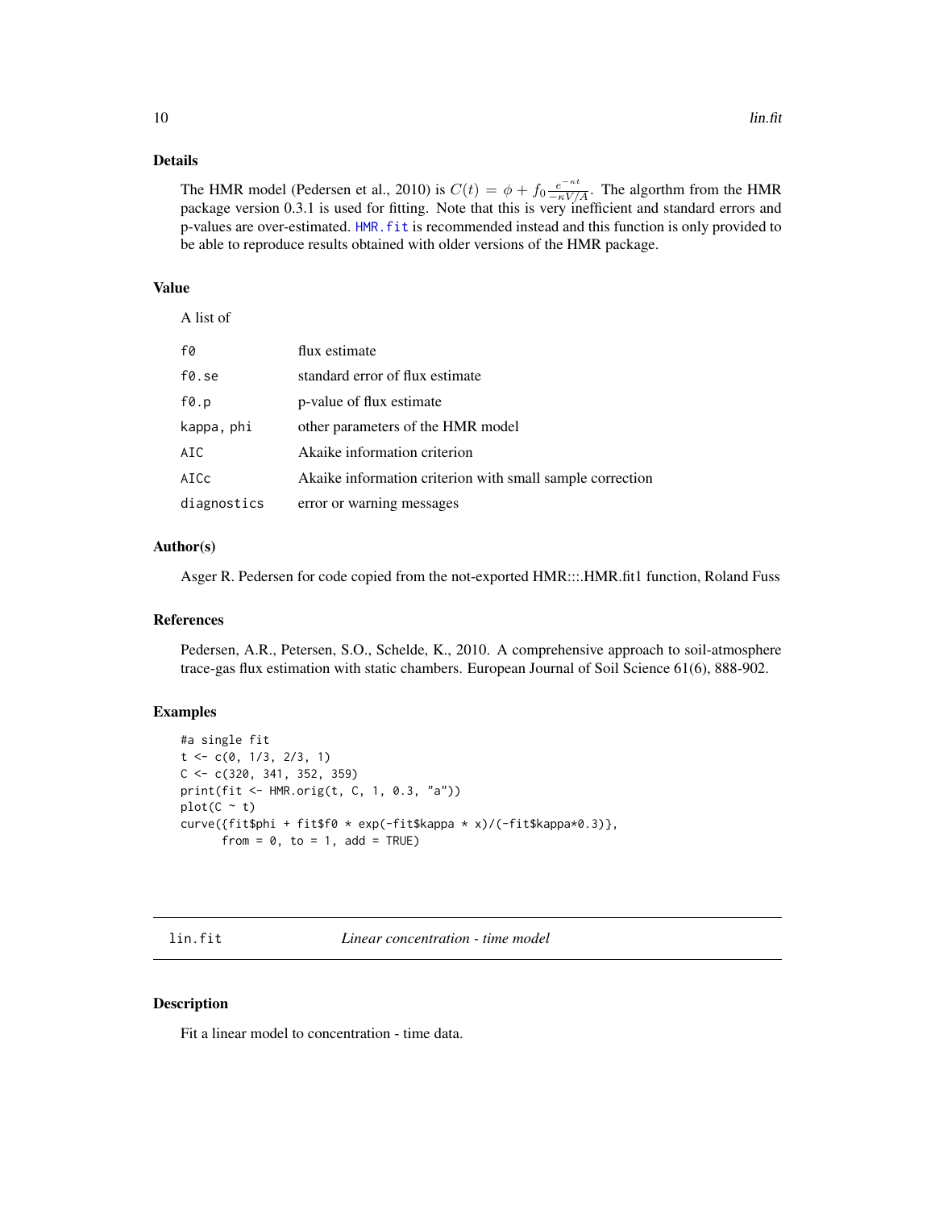## Details

The HMR model (Pedersen et al., 2010) is $C(t) = \phi + f_0 \frac{e^{-\kappa t}}{-\kappa V/A}$. The algorithm from the HMR package version 0.3.1 is used for fitting. Note that this is very inefficient and standard errors and p-values are over-estimated. HMR.fit is recommended instead and this function is only provided to be able to reproduce results obtained with older versions of the HMR package.

## Value

A list of

| | |
|---|---|
| f0 | flux estimate |
| f0.se | standard error of flux estimate |
| f0.p | p-value of flux estimate |
| kappa, phi | other parameters of the HMR model |
| AIC | Akaike information criterion |
| AICc | Akaike information criterion with small sample correction |
| diagnostics | error or warning messages |

## Author(s)

Asger R. Pedersen for code copied from the not-exported HMR:::.HMR.fit1 function, Roland Fuss

## References

Pedersen, A.R., Petersen, S.O., Schelde, K., 2010. A comprehensive approach to soil-atmosphere trace-gas flux estimation with static chambers. European Journal of Soil Science 61(6), 888-902.

## Examples

```
#a single fit
t <- c(0, 1/3, 2/3, 1)
C <- c(320, 341, 352, 359)
print(fit <- HMR.orig(t, C, 1, 0.3, "a"))
plot(C ~ t)
curve({fit$phi + fit$f0 * exp(-fit$kappa * x)/(-fit$kappa*0.3)},
      from = 0, to = 1, add = TRUE)
```

---

# lin.fit — *Linear concentration - time model*

## Description

Fit a linear model to concentration - time data.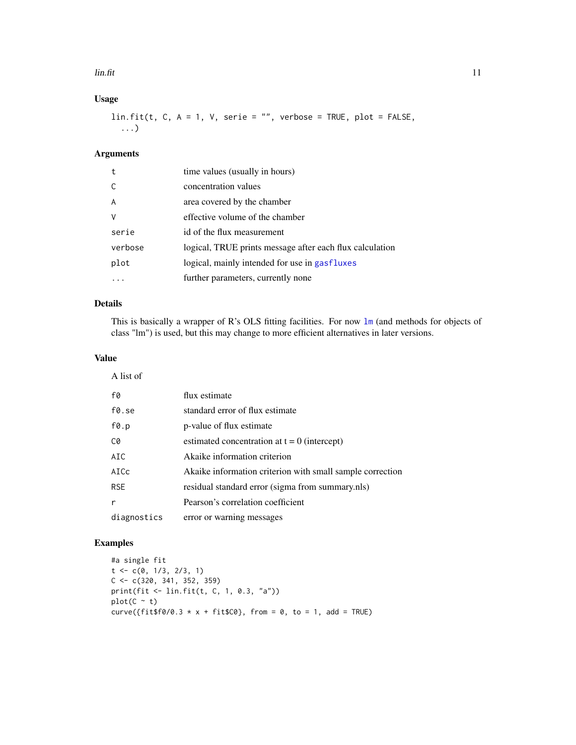## Usage

```
lin.fit(t, C, A = 1, V, serie = "", verbose = TRUE, plot = FALSE,
  ...)
```

## Arguments

| | |
|---|---|
| t | time values (usually in hours) |
| C | concentration values |
| A | area covered by the chamber |
| V | effective volume of the chamber |
| serie | id of the flux measurement |
| verbose | logical, TRUE prints message after each flux calculation |
| plot | logical, mainly intended for use in gasfluxes |
| ... | further parameters, currently none |

## Details

This is basically a wrapper of R's OLS fitting facilities. For now lm (and methods for objects of class "lm") is used, but this may change to more efficient alternatives in later versions.

## Value

A list of

| | |
|---|---|
| f0 | flux estimate |
| f0.se | standard error of flux estimate |
| f0.p | p-value of flux estimate |
| C0 | estimated concentration at t = 0 (intercept) |
| AIC | Akaike information criterion |
| AICc | Akaike information criterion with small sample correction |
| RSE | residual standard error (sigma from summary.nls) |
| r | Pearson's correlation coefficient |
| diagnostics | error or warning messages |

## Examples

```
#a single fit
t <- c(0, 1/3, 2/3, 1)
C <- c(320, 341, 352, 359)
print(fit <- lin.fit(t, C, 1, 0.3, "a"))
plot(C ~ t)
curve({fit$f0/0.3 * x + fit$C0}, from = 0, to = 1, add = TRUE)
```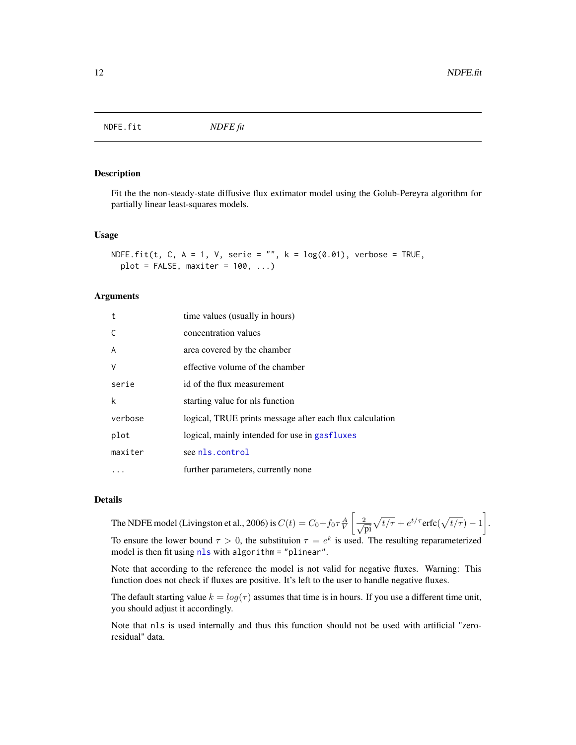NDFE.fit &nbsp;&nbsp;&nbsp;&nbsp; *NDFE fit*

## Description

Fit the the non-steady-state diffusive flux extimator model using the Golub-Pereyra algorithm for partially linear least-squares models.

## Usage

```
NDFE.fit(t, C, A = 1, V, serie = "", k = log(0.01), verbose = TRUE,
  plot = FALSE, maxiter = 100, ...)
```

## Arguments

| | |
|---|---|
| `t` | time values (usually in hours) |
| `C` | concentration values |
| `A` | area covered by the chamber |
| `V` | effective volume of the chamber |
| `serie` | id of the flux measurement |
| `k` | starting value for nls function |
| `verbose` | logical, TRUE prints message after each flux calculation |
| `plot` | logical, mainly intended for use in `gasfluxes` |
| `maxiter` | see `nls.control` |
| `...` | further parameters, currently none |

## Details

The NDFE model (Livingston et al., 2006) is $C(t) = C_0 + f_0 \tau \frac{A}{V} \left[ \frac{2}{\sqrt{\mathrm{pi}}} \sqrt{t/\tau} + e^{t/\tau} \mathrm{erfc}(\sqrt{t/\tau}) - 1 \right]$. To ensure the lower bound $\tau > 0$, the substituion $\tau = e^k$ is used. The resulting reparameterized model is then fit using `nls` with `algorithm = "plinear"`.

Note that according to the reference the model is not valid for negative fluxes. Warning: This function does not check if fluxes are positive. It's left to the user to handle negative fluxes.

The default starting value $k = log(\tau)$ assumes that time is in hours. If you use a different time unit, you should adjust it accordingly.

Note that `nls` is used internally and thus this function should not be used with artificial "zero-residual" data.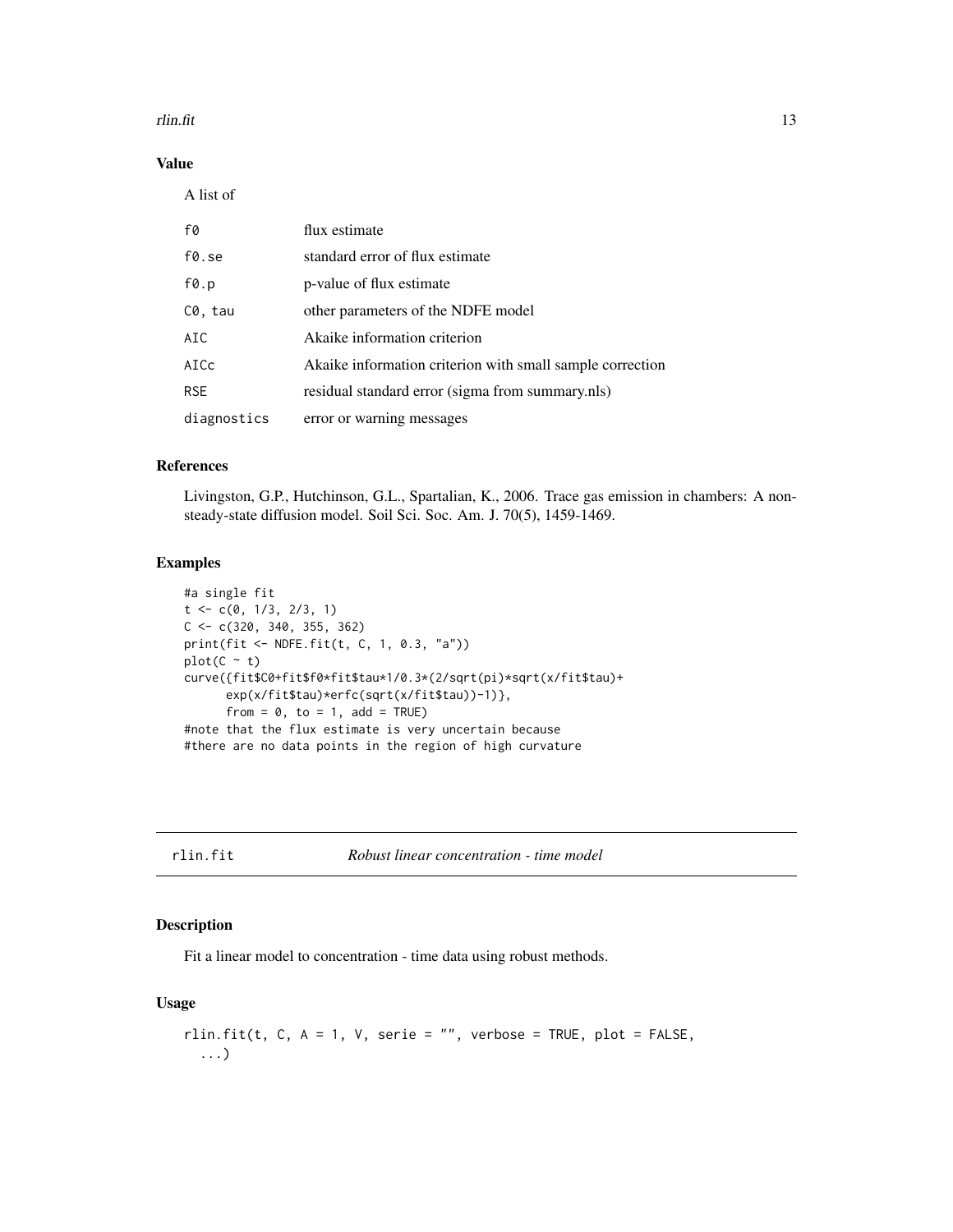### Value

A list of

| | |
|---|---|
| f0 | flux estimate |
| f0.se | standard error of flux estimate |
| f0.p | p-value of flux estimate |
| C0, tau | other parameters of the NDFE model |
| AIC | Akaike information criterion |
| AICc | Akaike information criterion with small sample correction |
| RSE | residual standard error (sigma from summary.nls) |
| diagnostics | error or warning messages |

### References

Livingston, G.P., Hutchinson, G.L., Spartalian, K., 2006. Trace gas emission in chambers: A non-steady-state diffusion model. Soil Sci. Soc. Am. J. 70(5), 1459-1469.

### Examples

```
#a single fit
t <- c(0, 1/3, 2/3, 1)
C <- c(320, 340, 355, 362)
print(fit <- NDFE.fit(t, C, 1, 0.3, "a"))
plot(C ~ t)
curve({fit$C0+fit$f0*fit$tau*1/0.3*(2/sqrt(pi)*sqrt(x/fit$tau)+
      exp(x/fit$tau)*erfc(sqrt(x/fit$tau))-1)},
      from = 0, to = 1, add = TRUE)
#note that the flux estimate is very uncertain because
#there are no data points in the region of high curvature
```

---

## rlin.fit *Robust linear concentration - time model*

### Description

Fit a linear model to concentration - time data using robust methods.

### Usage

```
rlin.fit(t, C, A = 1, V, serie = "", verbose = TRUE, plot = FALSE,
  ...)
```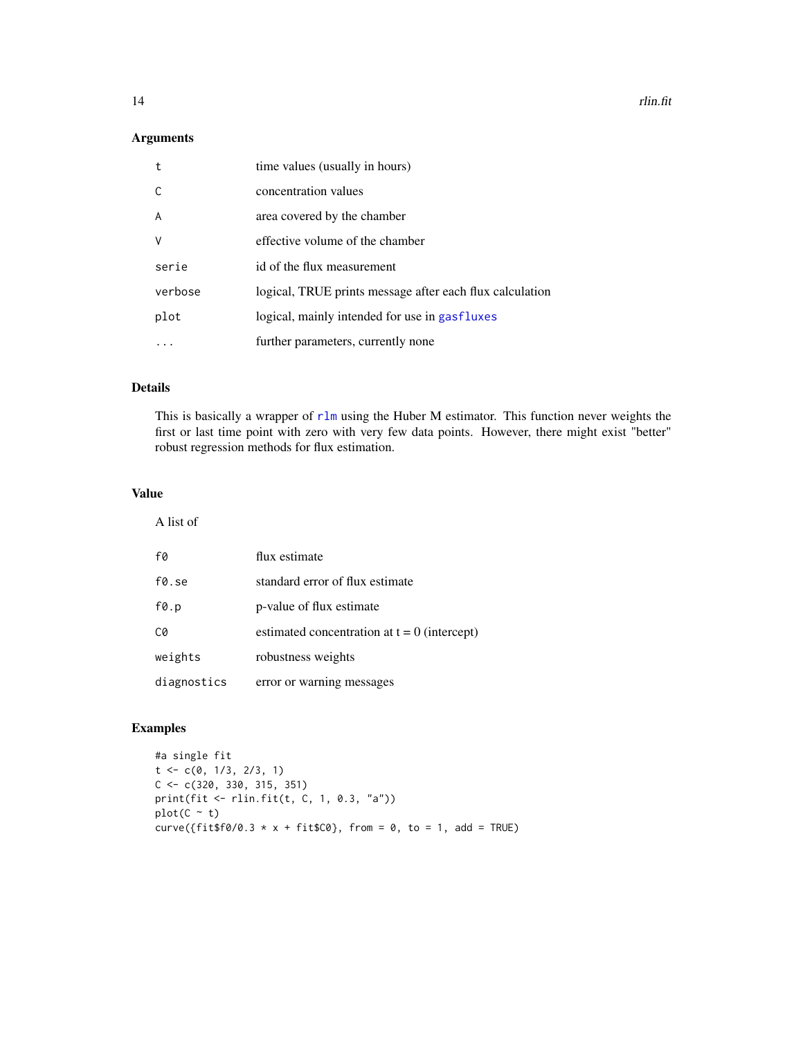## Arguments

| | |
|---|---|
| t | time values (usually in hours) |
| C | concentration values |
| A | area covered by the chamber |
| V | effective volume of the chamber |
| serie | id of the flux measurement |
| verbose | logical, TRUE prints message after each flux calculation |
| plot | logical, mainly intended for use in gasfluxes |
| ... | further parameters, currently none |

## Details

This is basically a wrapper of rlm using the Huber M estimator. This function never weights the first or last time point with zero with very few data points. However, there might exist "better" robust regression methods for flux estimation.

## Value

A list of

| | |
|---|---|
| f0 | flux estimate |
| f0.se | standard error of flux estimate |
| f0.p | p-value of flux estimate |
| C0 | estimated concentration at t = 0 (intercept) |
| weights | robustness weights |
| diagnostics | error or warning messages |

## Examples

```
#a single fit
t <- c(0, 1/3, 2/3, 1)
C <- c(320, 330, 315, 351)
print(fit <- rlin.fit(t, C, 1, 0.3, "a"))
plot(C ~ t)
curve({fit$f0/0.3 * x + fit$C0}, from = 0, to = 1, add = TRUE)
```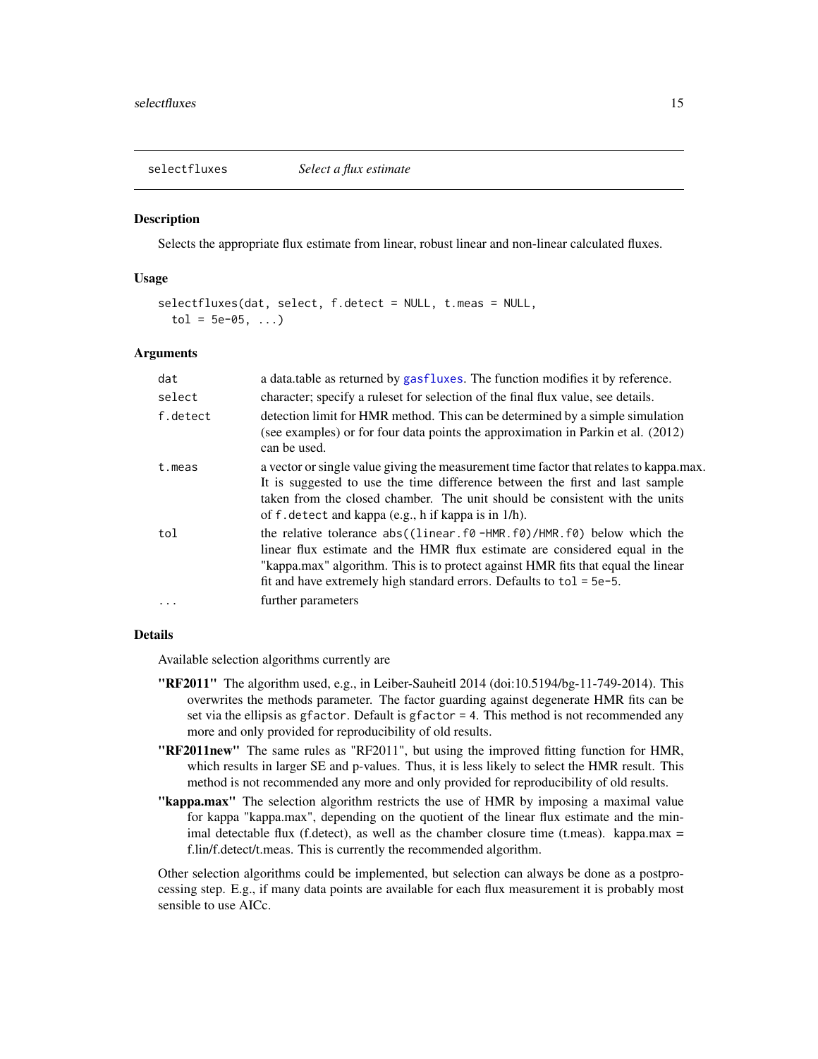selectfluxes *Select a flux estimate*

## Description

Selects the appropriate flux estimate from linear, robust linear and non-linear calculated fluxes.

## Usage

```
selectfluxes(dat, select, f.detect = NULL, t.meas = NULL,
  tol = 5e-05, ...)
```

## Arguments

| | |
|---|---|
| `dat` | a data.table as returned by `gasfluxes`. The function modifies it by reference. |
| `select` | character; specify a ruleset for selection of the final flux value, see details. |
| `f.detect` | detection limit for HMR method. This can be determined by a simple simulation (see examples) or for four data points the approximation in Parkin et al. (2012) can be used. |
| `t.meas` | a vector or single value giving the measurement time factor that relates to kappa.max. It is suggested to use the time difference between the first and last sample taken from the closed chamber. The unit should be consistent with the units of `f.detect` and kappa (e.g., h if kappa is in 1/h). |
| `tol` | the relative tolerance `abs((linear.f0 -HMR.f0)/HMR.f0)` below which the linear flux estimate and the HMR flux estimate are considered equal in the "kappa.max" algorithm. This is to protect against HMR fits that equal the linear fit and have extremely high standard errors. Defaults to `tol = 5e-5`. |
| `...` | further parameters |

## Details

Available selection algorithms currently are

**"RF2011"** The algorithm used, e.g., in Leiber-Sauheitl 2014 (doi:10.5194/bg-11-749-2014). This overwrites the methods parameter. The factor guarding against degenerate HMR fits can be set via the ellipsis as `gfactor`. Default is `gfactor = 4`. This method is not recommended any more and only provided for reproducibility of old results.

**"RF2011new"** The same rules as "RF2011", but using the improved fitting function for HMR, which results in larger SE and p-values. Thus, it is less likely to select the HMR result. This method is not recommended any more and only provided for reproducibility of old results.

**"kappa.max"** The selection algorithm restricts the use of HMR by imposing a maximal value for kappa "kappa.max", depending on the quotient of the linear flux estimate and the minimal detectable flux (f.detect), as well as the chamber closure time (t.meas). kappa.max = f.lin/f.detect/t.meas. This is currently the recommended algorithm.

Other selection algorithms could be implemented, but selection can always be done as a postprocessing step. E.g., if many data points are available for each flux measurement it is probably most sensible to use AICc.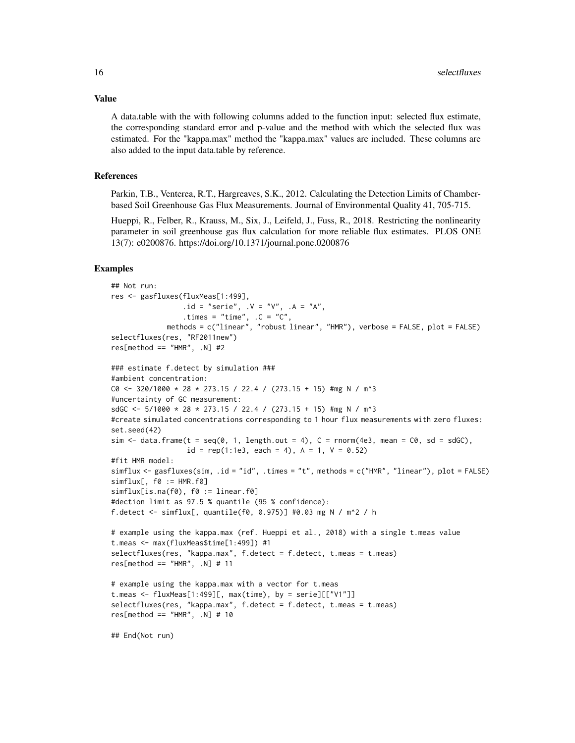## Value

A data.table with the with following columns added to the function input: selected flux estimate, the corresponding standard error and p-value and the method with which the selected flux was estimated. For the "kappa.max" method the "kappa.max" values are included. These columns are also added to the input data.table by reference.

## References

Parkin, T.B., Venterea, R.T., Hargreaves, S.K., 2012. Calculating the Detection Limits of Chamber-based Soil Greenhouse Gas Flux Measurements. Journal of Environmental Quality 41, 705-715.

Hueppi, R., Felber, R., Krauss, M., Six, J., Leifeld, J., Fuss, R., 2018. Restricting the nonlinearity parameter in soil greenhouse gas flux calculation for more reliable flux estimates. PLOS ONE 13(7): e0200876. https://doi.org/10.1371/journal.pone.0200876

## Examples

```
## Not run:
res <- gasfluxes(fluxMeas[1:499],
                 .id = "serie", .V = "V", .A = "A",
                 .times = "time", .C = "C",
             methods = c("linear", "robust linear", "HMR"), verbose = FALSE, plot = FALSE)
selectfluxes(res, "RF2011new")
res[method == "HMR", .N] #2

### estimate f.detect by simulation ###
#ambient concentration:
C0 <- 320/1000 * 28 * 273.15 / 22.4 / (273.15 + 15) #mg N / m^3
#uncertainty of GC measurement:
sdGC <- 5/1000 * 28 * 273.15 / 22.4 / (273.15 + 15) #mg N / m^3
#create simulated concentrations corresponding to 1 hour flux measurements with zero fluxes:
set.seed(42)
sim <- data.frame(t = seq(0, 1, length.out = 4), C = rnorm(4e3, mean = C0, sd = sdGC),
                  id = rep(1:1e3, each = 4), A = 1, V = 0.52)
#fit HMR model:
simflux <- gasfluxes(sim, .id = "id", .times = "t", methods = c("HMR", "linear"), plot = FALSE)
simflux[, f0 := HMR.f0]
simflux[is.na(f0), f0 := linear.f0]
#dection limit as 97.5 % quantile (95 % confidence):
f.detect <- simflux[, quantile(f0, 0.975)] #0.03 mg N / m^2 / h

# example using the kappa.max (ref. Hueppi et al., 2018) with a single t.meas value
t.meas <- max(fluxMeas$time[1:499]) #1
selectfluxes(res, "kappa.max", f.detect = f.detect, t.meas = t.meas)
res[method == "HMR", .N] # 11

# example using the kappa.max with a vector for t.meas
t.meas <- fluxMeas[1:499][, max(time), by = serie][["V1"]]
selectfluxes(res, "kappa.max", f.detect = f.detect, t.meas = t.meas)
res[method == "HMR", .N] # 10

## End(Not run)
```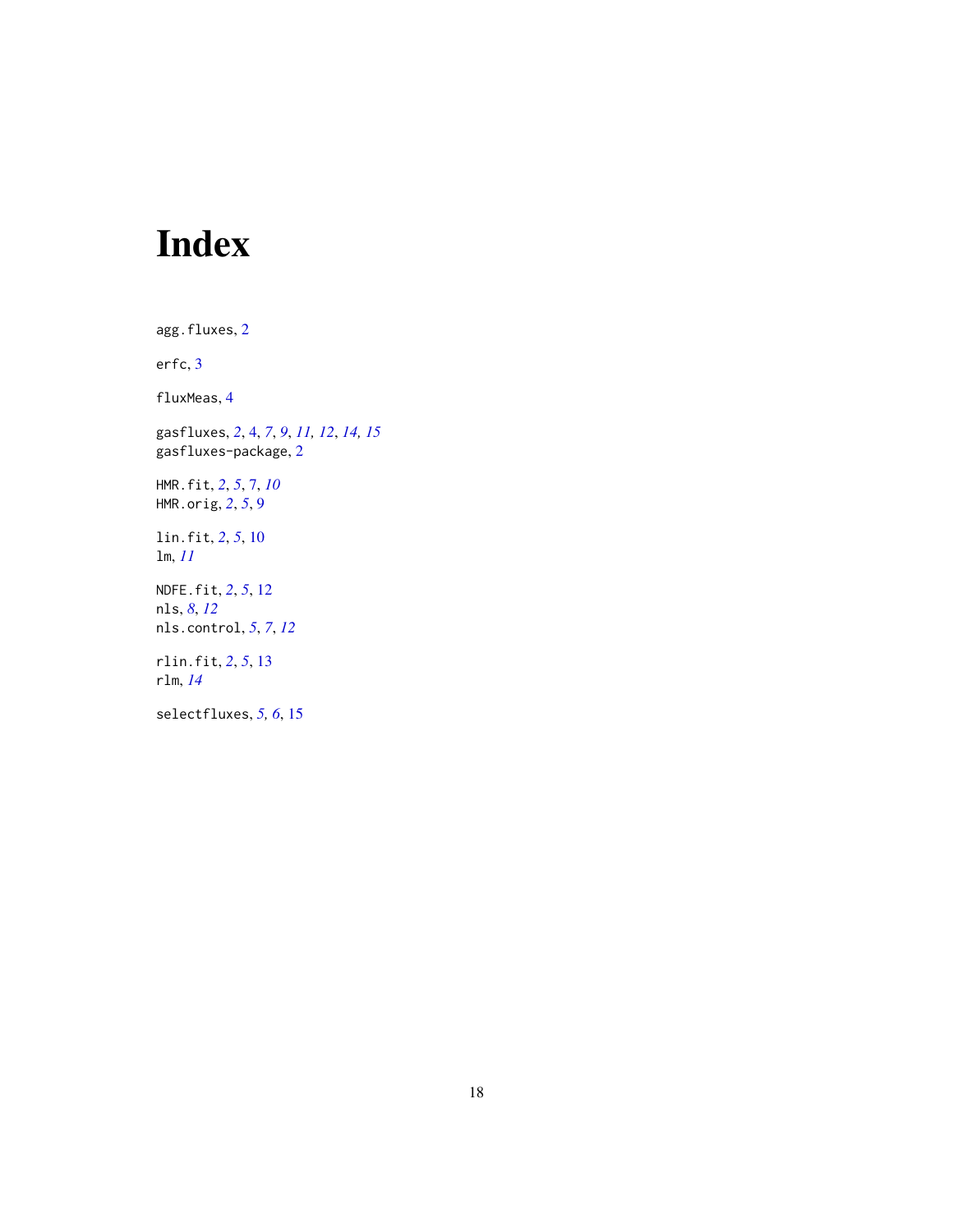# Index

agg.fluxes, 2

erfc, 3

fluxMeas, 4

gasfluxes, *2*, 4, *7*, *9*, *11, 12*, *14, 15*
gasfluxes-package, 2

HMR.fit, *2*, *5*, 7, *10*
HMR.orig, *2*, *5*, 9

lin.fit, *2*, *5*, 10
lm, *11*

NDFE.fit, *2*, *5*, 12
nls, *8*, *12*
nls.control, *5*, *7*, *12*

rlin.fit, *2*, *5*, 13
rlm, *14*

selectfluxes, *5, 6*, 15